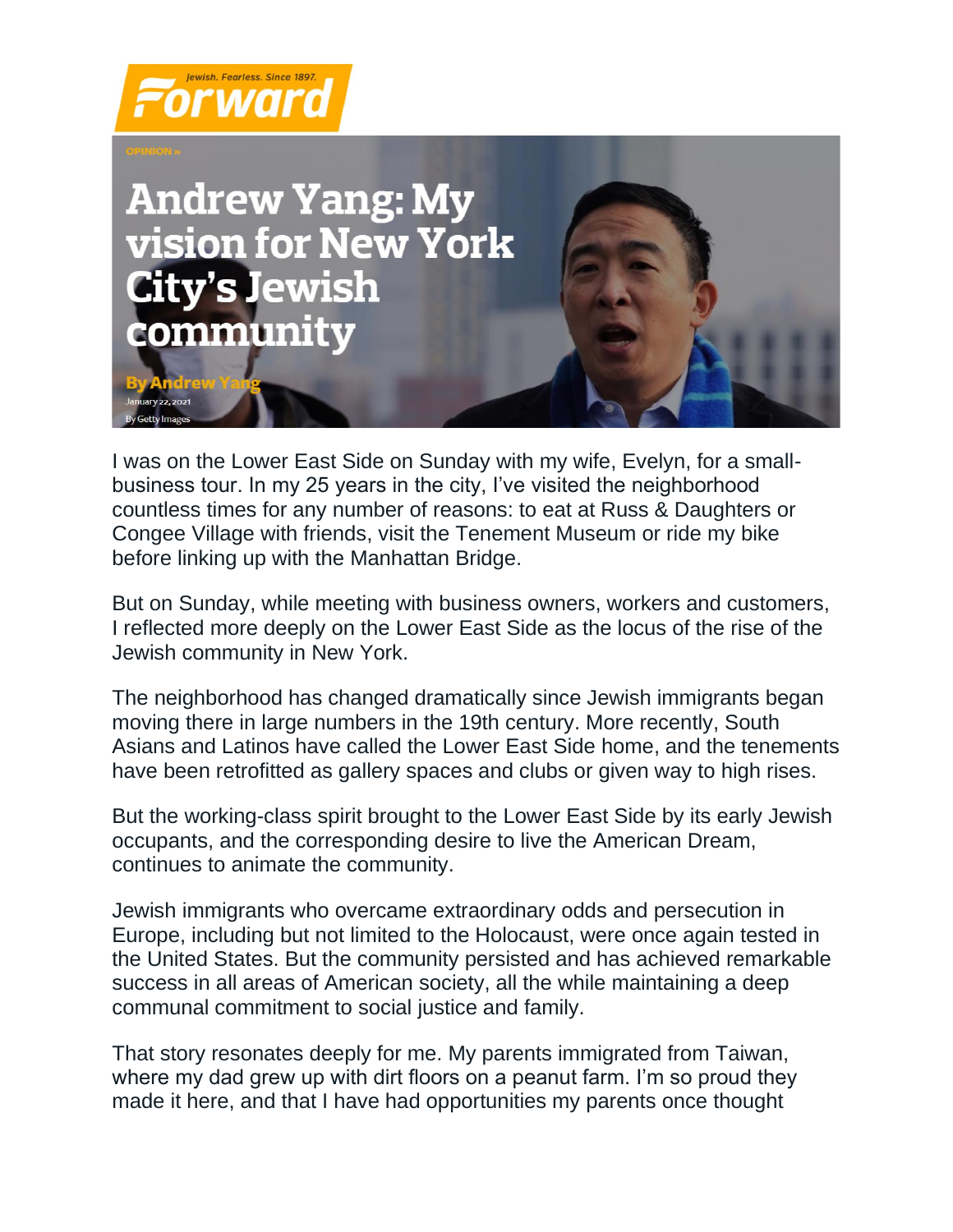Forward

Jewish. Fearless. Since 1897.

OPINION »

# Andrew Yang: My vision for New York City's Jewish community

By Andrew Yang

January 22, 2021

By Getty Images

I was on the Lower East Side on Sunday with my wife, Evelyn, for a small-business tour. In my 25 years in the city, I've visited the neighborhood countless times for any number of reasons: to eat at Russ & Daughters or Congee Village with friends, visit the Tenement Museum or ride my bike before linking up with the Manhattan Bridge.

But on Sunday, while meeting with business owners, workers and customers, I reflected more deeply on the Lower East Side as the locus of the rise of the Jewish community in New York.

The neighborhood has changed dramatically since Jewish immigrants began moving there in large numbers in the 19th century. More recently, South Asians and Latinos have called the Lower East Side home, and the tenements have been retrofitted as gallery spaces and clubs or given way to high rises.

But the working-class spirit brought to the Lower East Side by its early Jewish occupants, and the corresponding desire to live the American Dream, continues to animate the community.

Jewish immigrants who overcame extraordinary odds and persecution in Europe, including but not limited to the Holocaust, were once again tested in the United States. But the community persisted and has achieved remarkable success in all areas of American society, all the while maintaining a deep communal commitment to social justice and family.

That story resonates deeply for me. My parents immigrated from Taiwan, where my dad grew up with dirt floors on a peanut farm. I'm so proud they made it here, and that I have had opportunities my parents once thought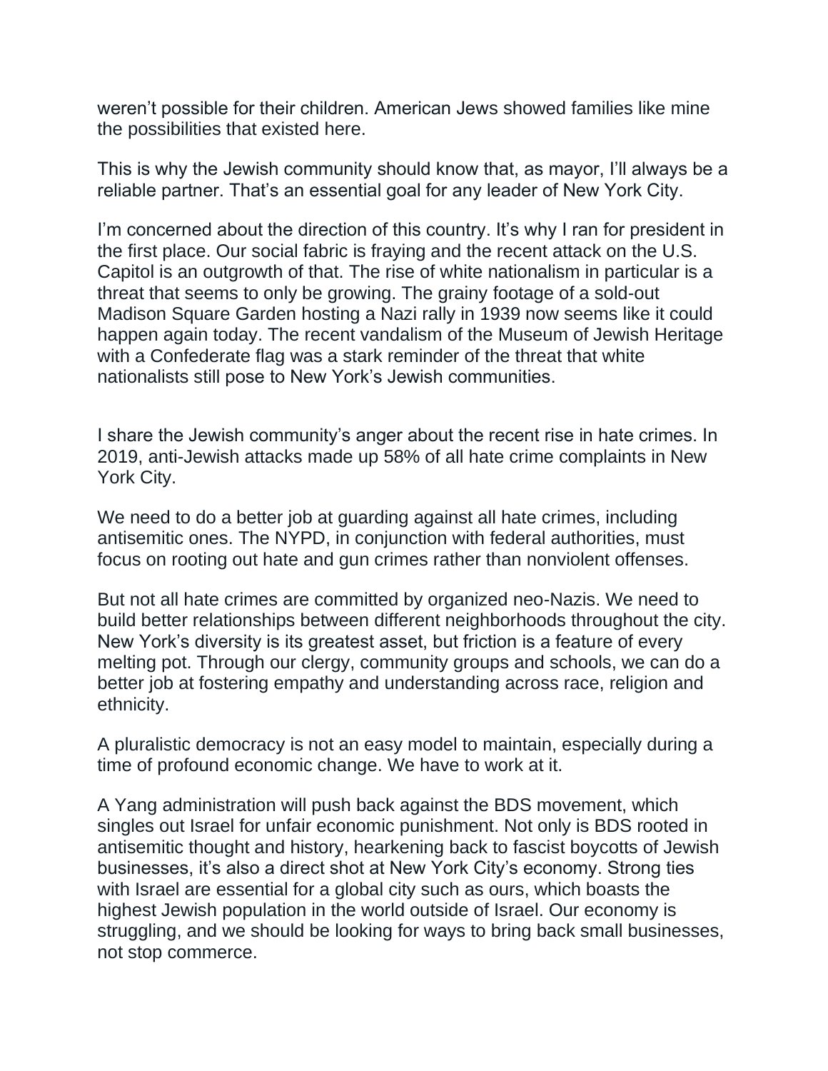weren't possible for their children. American Jews showed families like mine the possibilities that existed here.

This is why the Jewish community should know that, as mayor, I'll always be a reliable partner. That's an essential goal for any leader of New York City.

I'm concerned about the direction of this country. It's why I ran for president in the first place. Our social fabric is fraying and the recent attack on the U.S. Capitol is an outgrowth of that. The rise of white nationalism in particular is a threat that seems to only be growing. The grainy footage of a sold-out Madison Square Garden hosting a Nazi rally in 1939 now seems like it could happen again today. The recent vandalism of the Museum of Jewish Heritage with a Confederate flag was a stark reminder of the threat that white nationalists still pose to New York's Jewish communities.

I share the Jewish community's anger about the recent rise in hate crimes. In 2019, anti-Jewish attacks made up 58% of all hate crime complaints in New York City.

We need to do a better job at guarding against all hate crimes, including antisemitic ones. The NYPD, in conjunction with federal authorities, must focus on rooting out hate and gun crimes rather than nonviolent offenses.

But not all hate crimes are committed by organized neo-Nazis. We need to build better relationships between different neighborhoods throughout the city. New York's diversity is its greatest asset, but friction is a feature of every melting pot. Through our clergy, community groups and schools, we can do a better job at fostering empathy and understanding across race, religion and ethnicity.

A pluralistic democracy is not an easy model to maintain, especially during a time of profound economic change. We have to work at it.

A Yang administration will push back against the BDS movement, which singles out Israel for unfair economic punishment. Not only is BDS rooted in antisemitic thought and history, hearkening back to fascist boycotts of Jewish businesses, it's also a direct shot at New York City's economy. Strong ties with Israel are essential for a global city such as ours, which boasts the highest Jewish population in the world outside of Israel. Our economy is struggling, and we should be looking for ways to bring back small businesses, not stop commerce.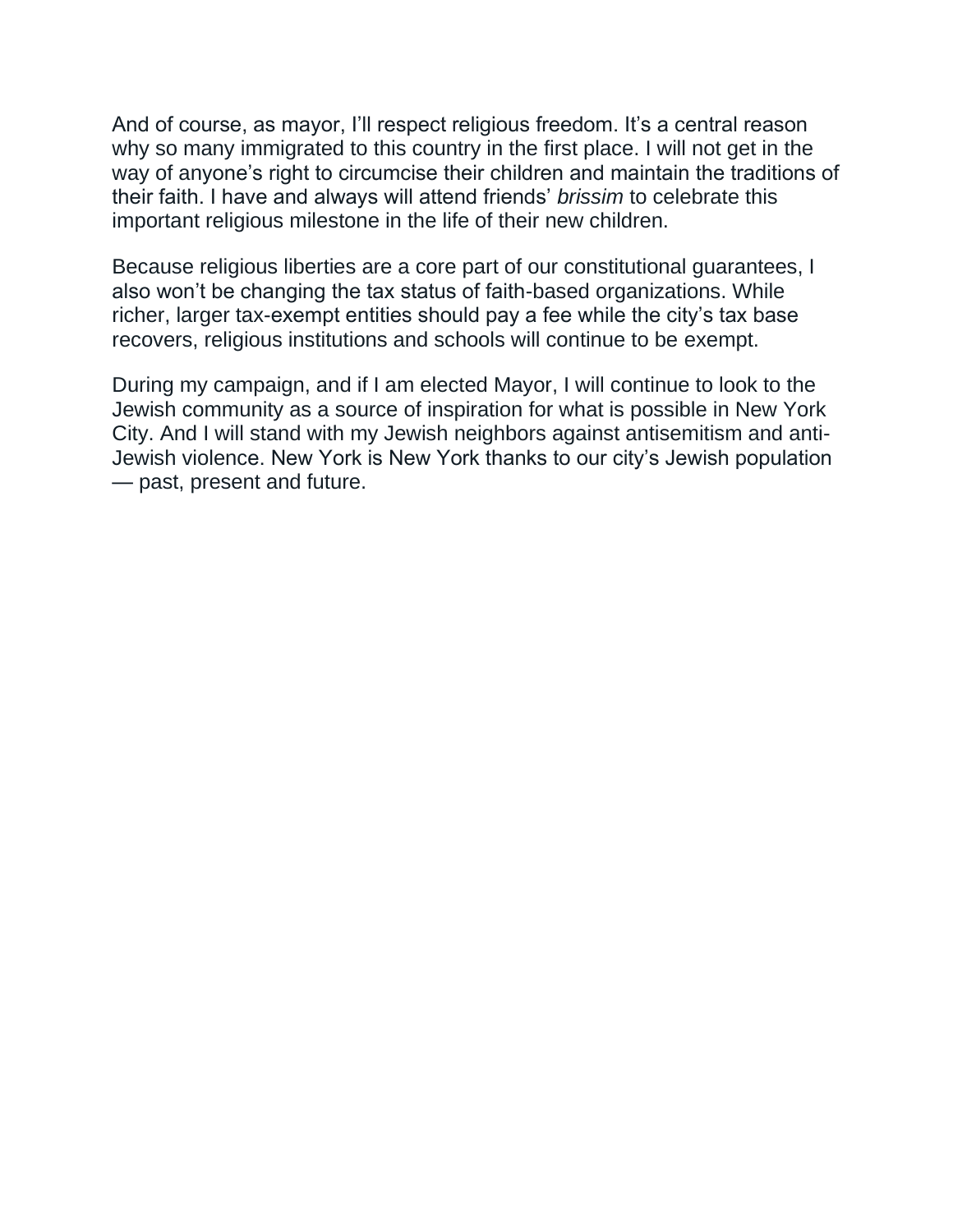And of course, as mayor, I'll respect religious freedom. It's a central reason why so many immigrated to this country in the first place. I will not get in the way of anyone's right to circumcise their children and maintain the traditions of their faith. I have and always will attend friends' *brissim* to celebrate this important religious milestone in the life of their new children.

Because religious liberties are a core part of our constitutional guarantees, I also won't be changing the tax status of faith-based organizations. While richer, larger tax-exempt entities should pay a fee while the city's tax base recovers, religious institutions and schools will continue to be exempt.

During my campaign, and if I am elected Mayor, I will continue to look to the Jewish community as a source of inspiration for what is possible in New York City. And I will stand with my Jewish neighbors against antisemitism and anti-Jewish violence. New York is New York thanks to our city's Jewish population — past, present and future.